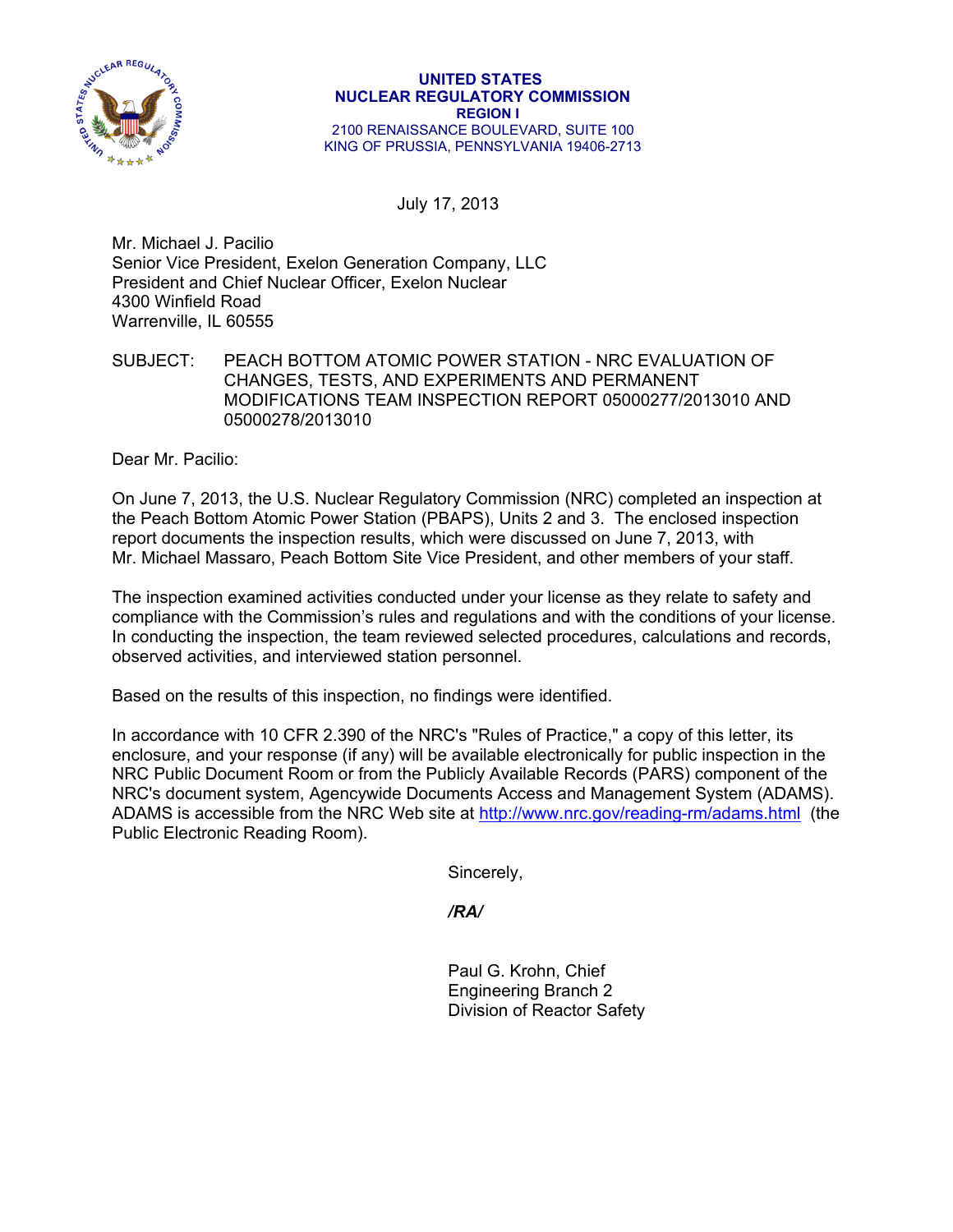UNITED STATES
NUCLEAR REGULATORY COMMISSION
REGION I
2100 RENAISSANCE BOULEVARD, SUITE 100
KING OF PRUSSIA, PENNSYLVANIA 19406-2713

July 17, 2013

Mr. Michael J. Pacilio
Senior Vice President, Exelon Generation Company, LLC
President and Chief Nuclear Officer, Exelon Nuclear
4300 Winfield Road
Warrenville, IL 60555

SUBJECT: PEACH BOTTOM ATOMIC POWER STATION - NRC EVALUATION OF CHANGES, TESTS, AND EXPERIMENTS AND PERMANENT MODIFICATIONS TEAM INSPECTION REPORT 05000277/2013010 AND 05000278/2013010

Dear Mr. Pacilio:

On June 7, 2013, the U.S. Nuclear Regulatory Commission (NRC) completed an inspection at the Peach Bottom Atomic Power Station (PBAPS), Units 2 and 3. The enclosed inspection report documents the inspection results, which were discussed on June 7, 2013, with Mr. Michael Massaro, Peach Bottom Site Vice President, and other members of your staff.

The inspection examined activities conducted under your license as they relate to safety and compliance with the Commission's rules and regulations and with the conditions of your license. In conducting the inspection, the team reviewed selected procedures, calculations and records, observed activities, and interviewed station personnel.

Based on the results of this inspection, no findings were identified.

In accordance with 10 CFR 2.390 of the NRC's "Rules of Practice," a copy of this letter, its enclosure, and your response (if any) will be available electronically for public inspection in the NRC Public Document Room or from the Publicly Available Records (PARS) component of the NRC's document system, Agencywide Documents Access and Management System (ADAMS). ADAMS is accessible from the NRC Web site at http://www.nrc.gov/reading-rm/adams.html (the Public Electronic Reading Room).

Sincerely,

*/RA/*

Paul G. Krohn, Chief
Engineering Branch 2
Division of Reactor Safety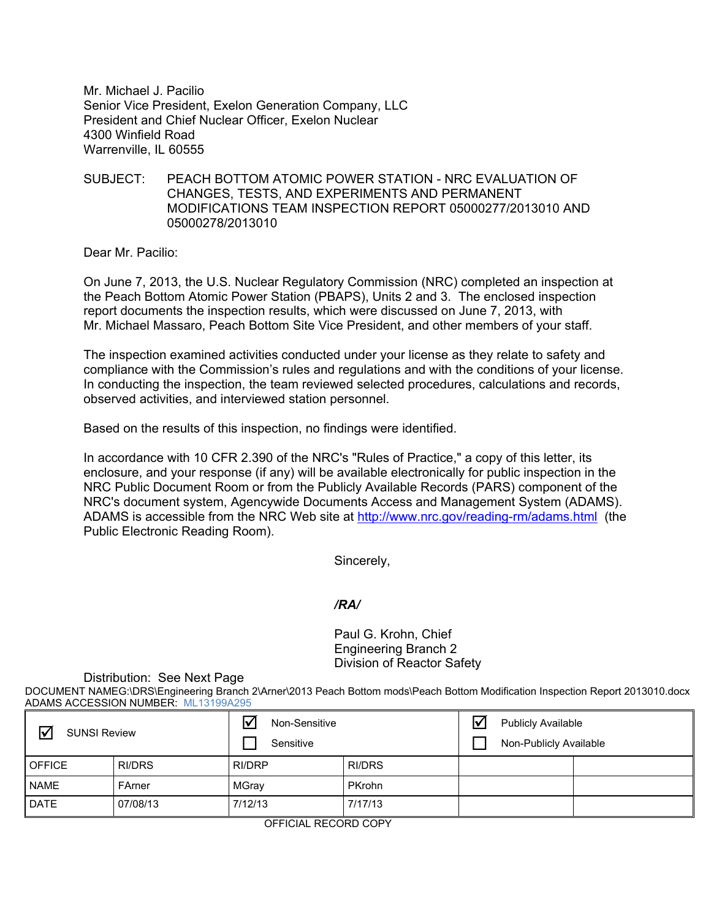Mr. Michael J. Pacilio
Senior Vice President, Exelon Generation Company, LLC
President and Chief Nuclear Officer, Exelon Nuclear
4300 Winfield Road
Warrenville, IL 60555

SUBJECT: PEACH BOTTOM ATOMIC POWER STATION - NRC EVALUATION OF CHANGES, TESTS, AND EXPERIMENTS AND PERMANENT MODIFICATIONS TEAM INSPECTION REPORT 05000277/2013010 AND 05000278/2013010

Dear Mr. Pacilio:

On June 7, 2013, the U.S. Nuclear Regulatory Commission (NRC) completed an inspection at the Peach Bottom Atomic Power Station (PBAPS), Units 2 and 3. The enclosed inspection report documents the inspection results, which were discussed on June 7, 2013, with Mr. Michael Massaro, Peach Bottom Site Vice President, and other members of your staff.

The inspection examined activities conducted under your license as they relate to safety and compliance with the Commission's rules and regulations and with the conditions of your license. In conducting the inspection, the team reviewed selected procedures, calculations and records, observed activities, and interviewed station personnel.

Based on the results of this inspection, no findings were identified.

In accordance with 10 CFR 2.390 of the NRC's "Rules of Practice," a copy of this letter, its enclosure, and your response (if any) will be available electronically for public inspection in the NRC Public Document Room or from the Publicly Available Records (PARS) component of the NRC's document system, Agencywide Documents Access and Management System (ADAMS). ADAMS is accessible from the NRC Web site at http://www.nrc.gov/reading-rm/adams.html (the Public Electronic Reading Room).

Sincerely,

*/RA/*

Paul G. Krohn, Chief
Engineering Branch 2
Division of Reactor Safety

Distribution: See Next Page

DOCUMENT NAMEG:\DRS\Engineering Branch 2\Arner\2013 Peach Bottom mods\Peach Bottom Modification Inspection Report 2013010.docx
ADAMS ACCESSION NUMBER: ML13199A295

| ☑ SUNSI Review | | ☑ Non-Sensitive ☐ Sensitive | | ☑ Publicly Available ☐ Non-Publicly Available | |
|---|---|---|---|---|---|
| OFFICE | RI/DRS | RI/DRP | RI/DRS | | |
| NAME | FArner | MGray | PKrohn | | |
| DATE | 07/08/13 | 7/12/13 | 7/17/13 | | |

OFFICIAL RECORD COPY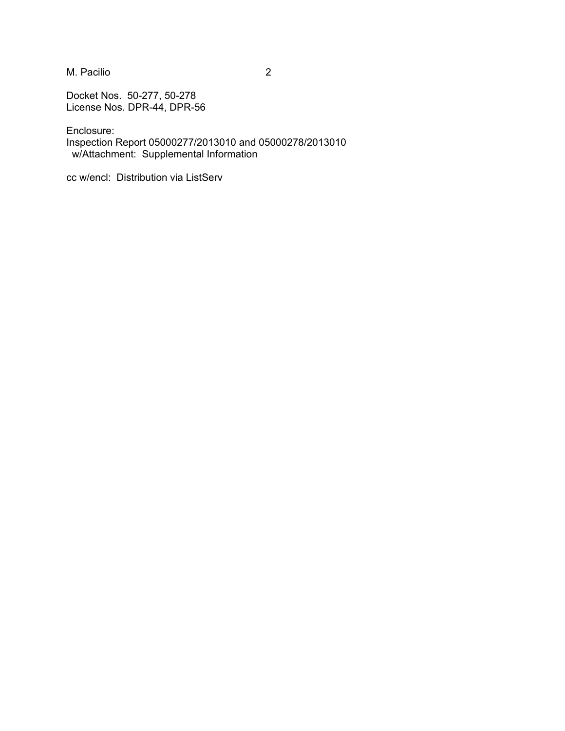Docket Nos. 50-277, 50-278
License Nos. DPR-44, DPR-56

Enclosure:
Inspection Report 05000277/2013010 and 05000278/2013010
w/Attachment: Supplemental Information

cc w/encl: Distribution via ListServ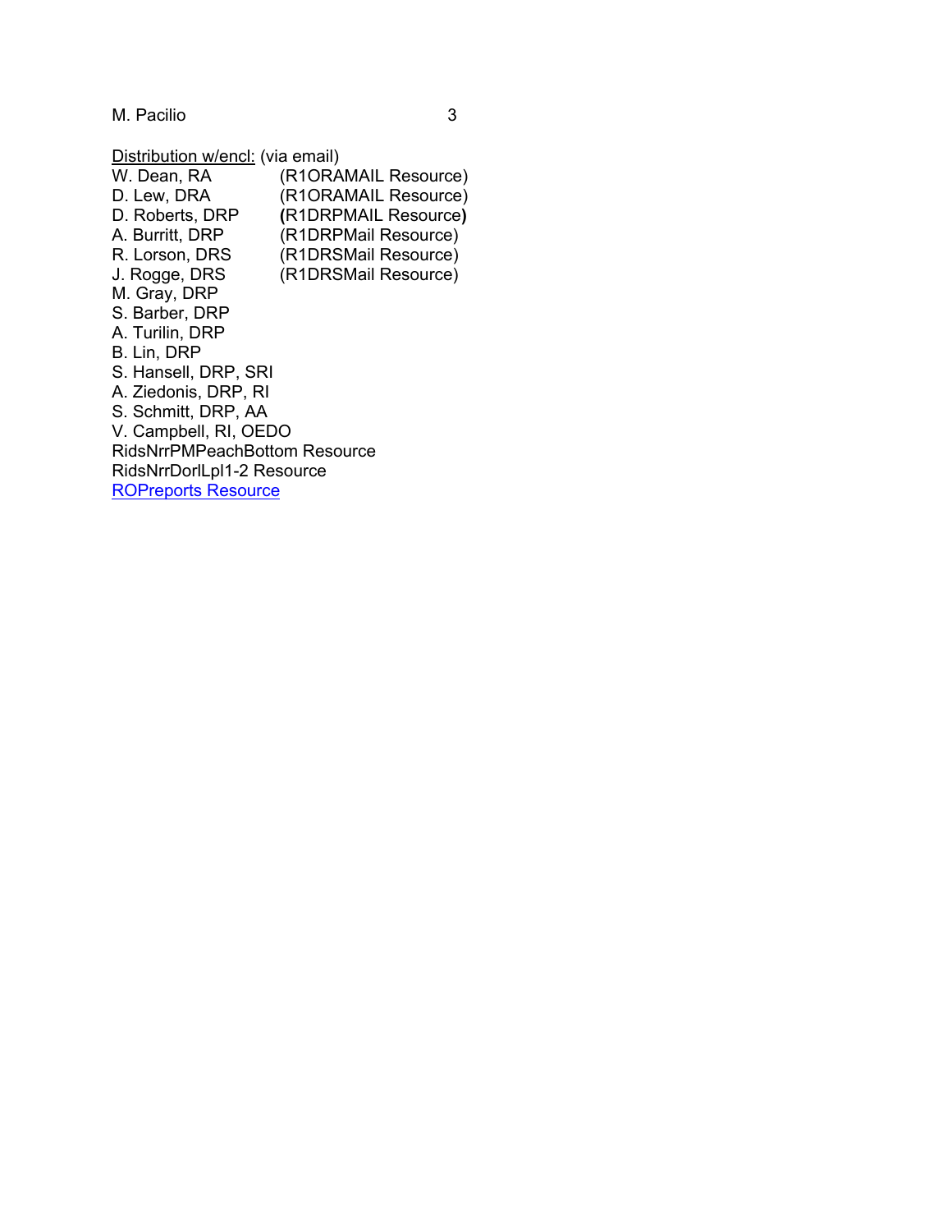Distribution w/encl: (via email)

W. Dean, RA (R1ORAMAIL Resource)
D. Lew, DRA (R1ORAMAIL Resource)
D. Roberts, DRP **(**R1DRPMAIL Resource**)**
A. Burritt, DRP (R1DRPMail Resource)
R. Lorson, DRS (R1DRSMail Resource)
J. Rogge, DRS (R1DRSMail Resource)
M. Gray, DRP
S. Barber, DRP
A. Turilin, DRP
B. Lin, DRP
S. Hansell, DRP, SRI
A. Ziedonis, DRP, RI
S. Schmitt, DRP, AA
V. Campbell, RI, OEDO
RidsNrrPMPeachBottom Resource
RidsNrrDorlLpl1-2 Resource
ROPreports Resource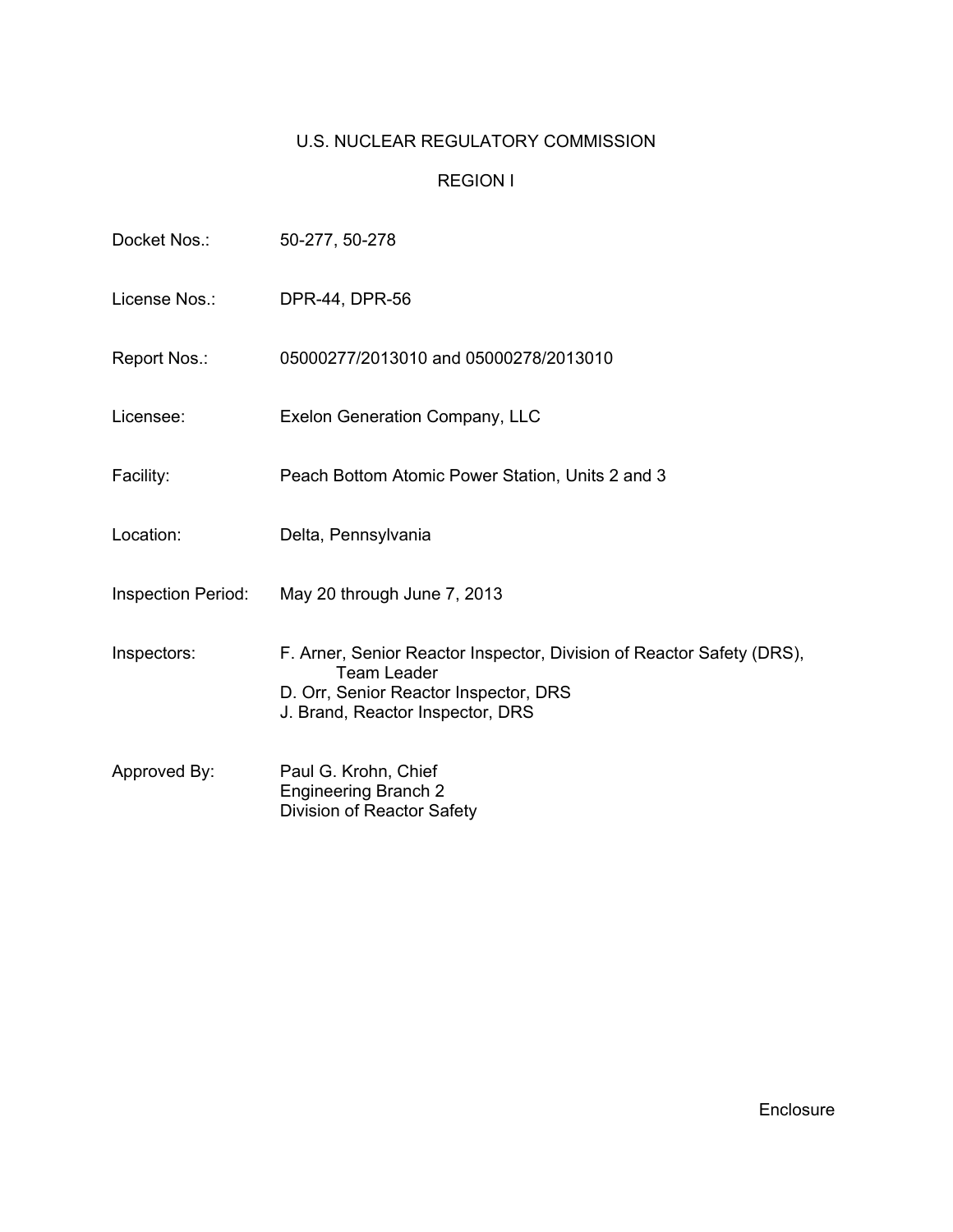U.S. NUCLEAR REGULATORY COMMISSION

REGION I

| | |
|---|---|
| Docket Nos.: | 50-277, 50-278 |
| License Nos.: | DPR-44, DPR-56 |
| Report Nos.: | 05000277/2013010 and 05000278/2013010 |
| Licensee: | Exelon Generation Company, LLC |
| Facility: | Peach Bottom Atomic Power Station, Units 2 and 3 |
| Location: | Delta, Pennsylvania |
| Inspection Period: | May 20 through June 7, 2013 |
| Inspectors: | F. Arner, Senior Reactor Inspector, Division of Reactor Safety (DRS), Team Leader<br>D. Orr, Senior Reactor Inspector, DRS<br>J. Brand, Reactor Inspector, DRS |
| Approved By: | Paul G. Krohn, Chief<br>Engineering Branch 2<br>Division of Reactor Safety |

Enclosure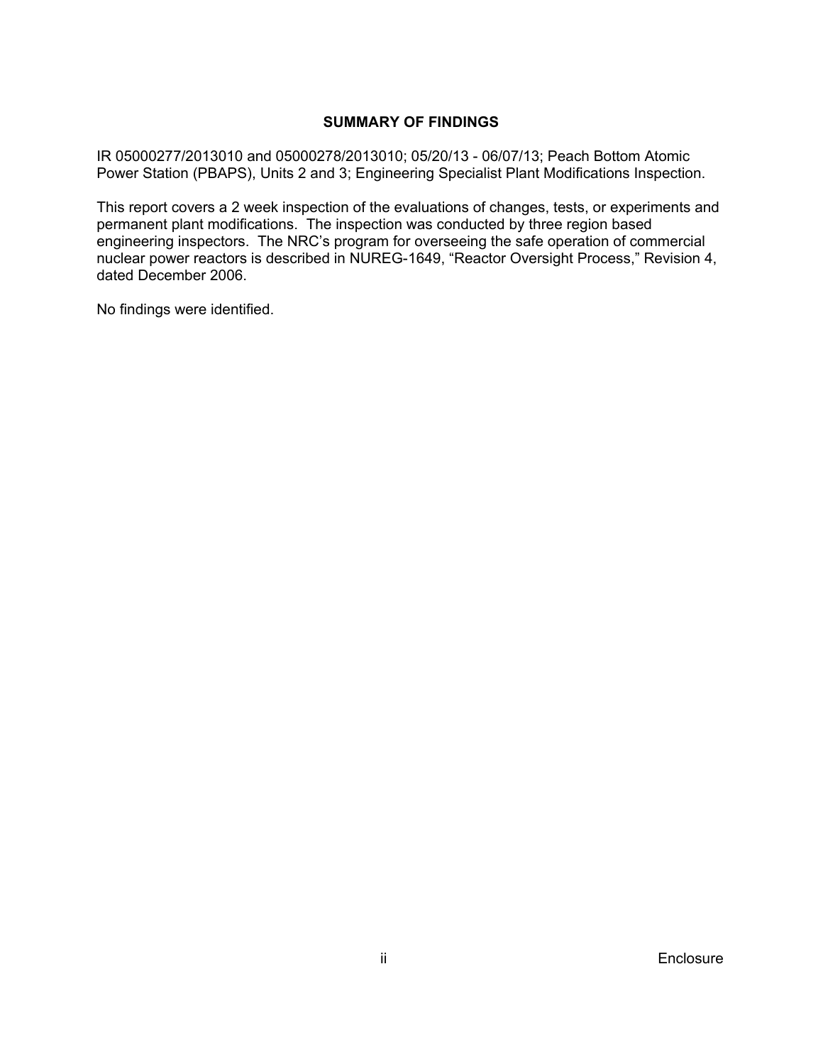## SUMMARY OF FINDINGS

IR 05000277/2013010 and 05000278/2013010; 05/20/13 - 06/07/13; Peach Bottom Atomic Power Station (PBAPS), Units 2 and 3; Engineering Specialist Plant Modifications Inspection.

This report covers a 2 week inspection of the evaluations of changes, tests, or experiments and permanent plant modifications. The inspection was conducted by three region based engineering inspectors. The NRC's program for overseeing the safe operation of commercial nuclear power reactors is described in NUREG-1649, "Reactor Oversight Process," Revision 4, dated December 2006.

No findings were identified.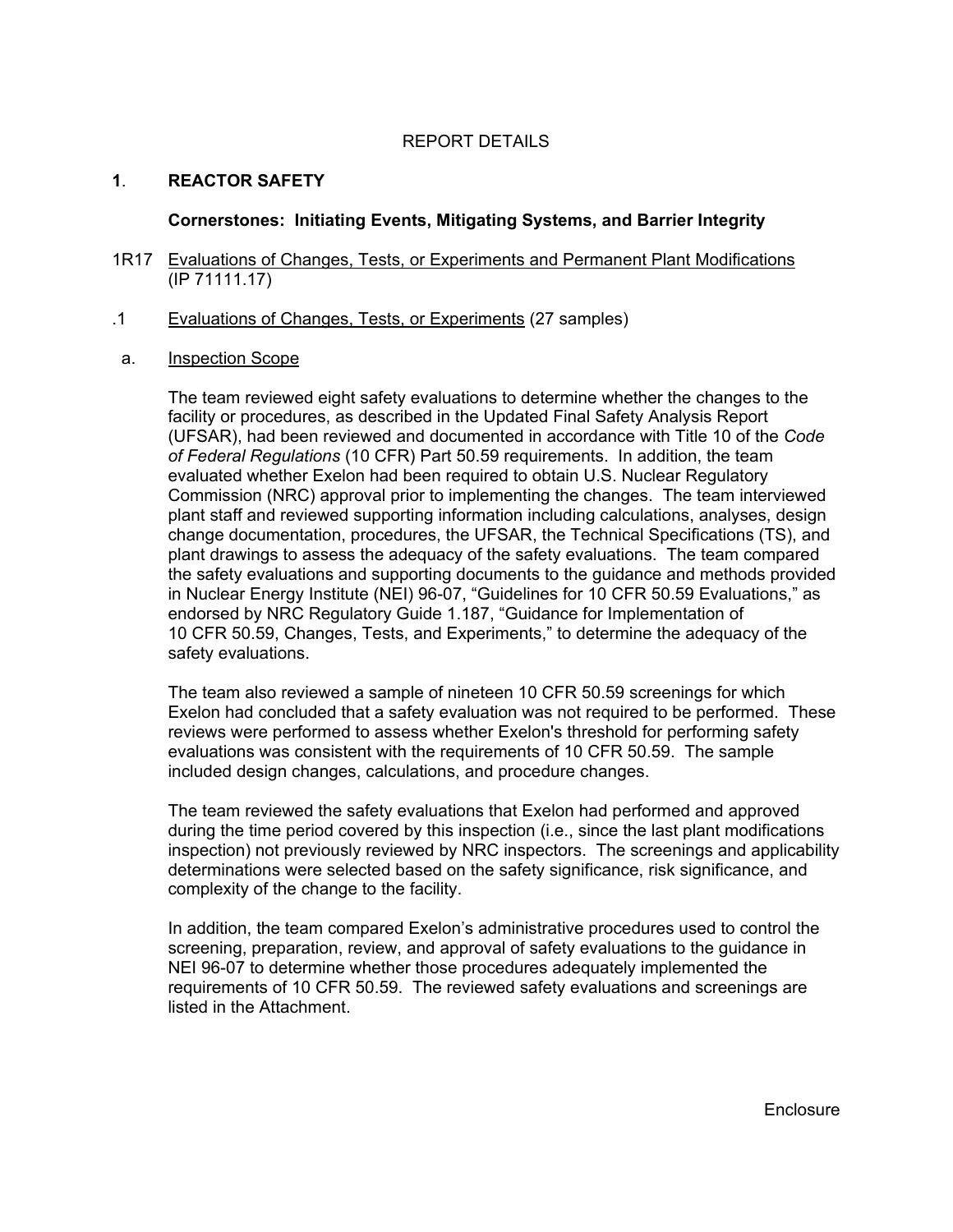# REPORT DETAILS

## 1. REACTOR SAFETY

**Cornerstones: Initiating Events, Mitigating Systems, and Barrier Integrity**

### 1R17 Evaluations of Changes, Tests, or Experiments and Permanent Plant Modifications (IP 71111.17)

#### .1 Evaluations of Changes, Tests, or Experiments (27 samples)

##### a. Inspection Scope

The team reviewed eight safety evaluations to determine whether the changes to the facility or procedures, as described in the Updated Final Safety Analysis Report (UFSAR), had been reviewed and documented in accordance with Title 10 of the *Code of Federal Regulations* (10 CFR) Part 50.59 requirements. In addition, the team evaluated whether Exelon had been required to obtain U.S. Nuclear Regulatory Commission (NRC) approval prior to implementing the changes. The team interviewed plant staff and reviewed supporting information including calculations, analyses, design change documentation, procedures, the UFSAR, the Technical Specifications (TS), and plant drawings to assess the adequacy of the safety evaluations. The team compared the safety evaluations and supporting documents to the guidance and methods provided in Nuclear Energy Institute (NEI) 96-07, "Guidelines for 10 CFR 50.59 Evaluations," as endorsed by NRC Regulatory Guide 1.187, "Guidance for Implementation of 10 CFR 50.59, Changes, Tests, and Experiments," to determine the adequacy of the safety evaluations.

The team also reviewed a sample of nineteen 10 CFR 50.59 screenings for which Exelon had concluded that a safety evaluation was not required to be performed. These reviews were performed to assess whether Exelon's threshold for performing safety evaluations was consistent with the requirements of 10 CFR 50.59. The sample included design changes, calculations, and procedure changes.

The team reviewed the safety evaluations that Exelon had performed and approved during the time period covered by this inspection (i.e., since the last plant modifications inspection) not previously reviewed by NRC inspectors. The screenings and applicability determinations were selected based on the safety significance, risk significance, and complexity of the change to the facility.

In addition, the team compared Exelon's administrative procedures used to control the screening, preparation, review, and approval of safety evaluations to the guidance in NEI 96-07 to determine whether those procedures adequately implemented the requirements of 10 CFR 50.59. The reviewed safety evaluations and screenings are listed in the Attachment.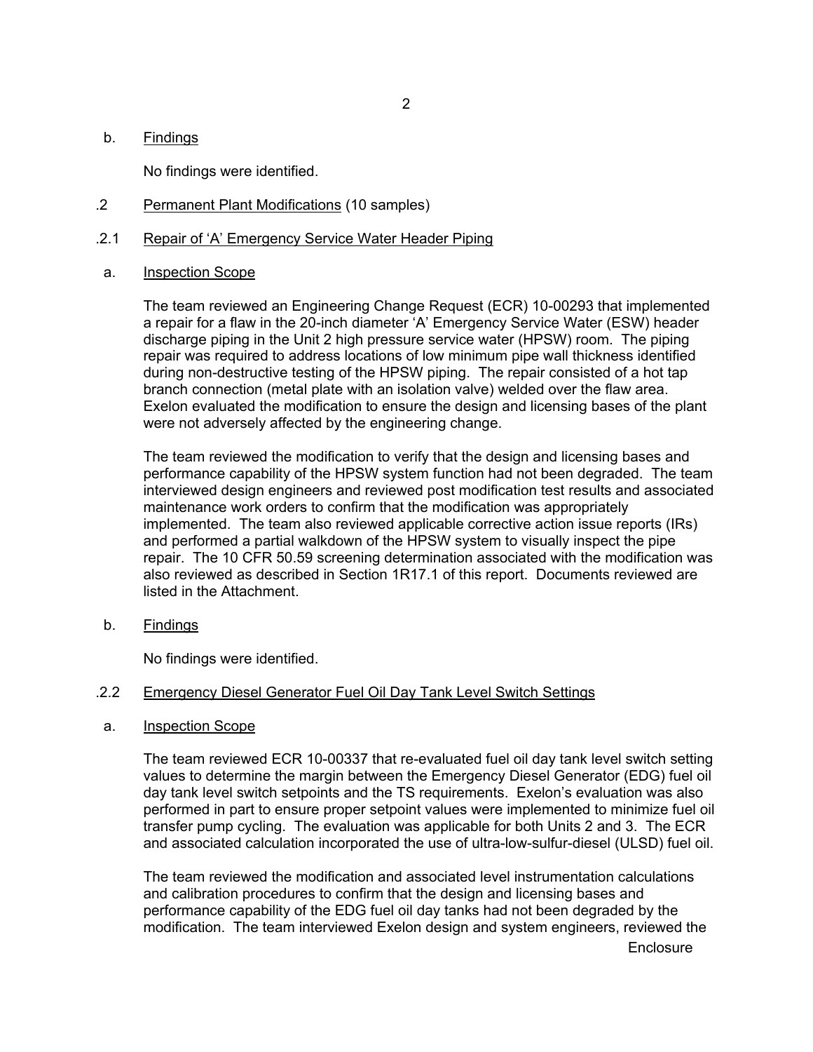b. Findings

No findings were identified.

.2 Permanent Plant Modifications (10 samples)

.2.1 Repair of 'A' Emergency Service Water Header Piping

a. Inspection Scope

The team reviewed an Engineering Change Request (ECR) 10-00293 that implemented a repair for a flaw in the 20-inch diameter 'A' Emergency Service Water (ESW) header discharge piping in the Unit 2 high pressure service water (HPSW) room. The piping repair was required to address locations of low minimum pipe wall thickness identified during non-destructive testing of the HPSW piping. The repair consisted of a hot tap branch connection (metal plate with an isolation valve) welded over the flaw area. Exelon evaluated the modification to ensure the design and licensing bases of the plant were not adversely affected by the engineering change.

The team reviewed the modification to verify that the design and licensing bases and performance capability of the HPSW system function had not been degraded. The team interviewed design engineers and reviewed post modification test results and associated maintenance work orders to confirm that the modification was appropriately implemented. The team also reviewed applicable corrective action issue reports (IRs) and performed a partial walkdown of the HPSW system to visually inspect the pipe repair. The 10 CFR 50.59 screening determination associated with the modification was also reviewed as described in Section 1R17.1 of this report. Documents reviewed are listed in the Attachment.

b. Findings

No findings were identified.

.2.2 Emergency Diesel Generator Fuel Oil Day Tank Level Switch Settings

a. Inspection Scope

The team reviewed ECR 10-00337 that re-evaluated fuel oil day tank level switch setting values to determine the margin between the Emergency Diesel Generator (EDG) fuel oil day tank level switch setpoints and the TS requirements. Exelon's evaluation was also performed in part to ensure proper setpoint values were implemented to minimize fuel oil transfer pump cycling. The evaluation was applicable for both Units 2 and 3. The ECR and associated calculation incorporated the use of ultra-low-sulfur-diesel (ULSD) fuel oil.

The team reviewed the modification and associated level instrumentation calculations and calibration procedures to confirm that the design and licensing bases and performance capability of the EDG fuel oil day tanks had not been degraded by the modification. The team interviewed Exelon design and system engineers, reviewed the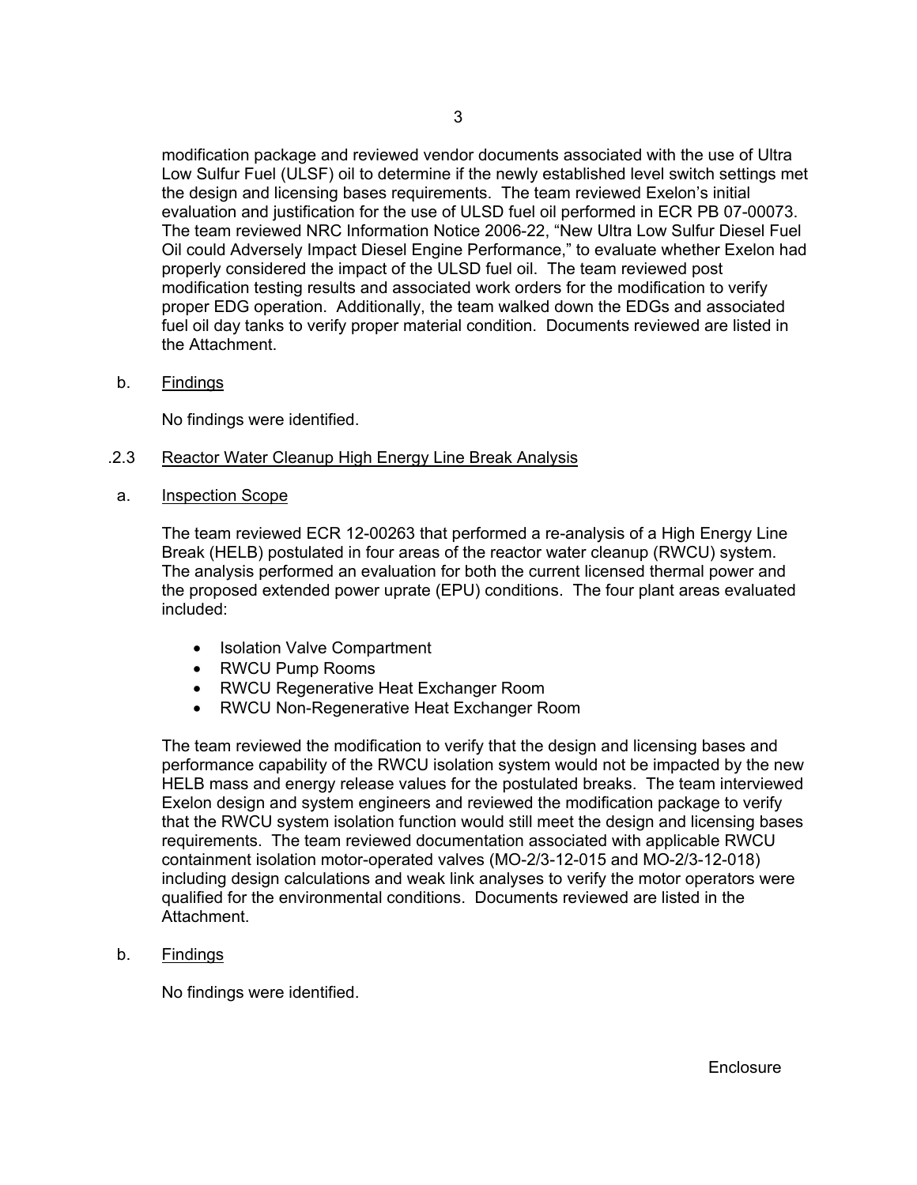modification package and reviewed vendor documents associated with the use of Ultra Low Sulfur Fuel (ULSF) oil to determine if the newly established level switch settings met the design and licensing bases requirements. The team reviewed Exelon's initial evaluation and justification for the use of ULSD fuel oil performed in ECR PB 07-00073. The team reviewed NRC Information Notice 2006-22, "New Ultra Low Sulfur Diesel Fuel Oil could Adversely Impact Diesel Engine Performance," to evaluate whether Exelon had properly considered the impact of the ULSD fuel oil. The team reviewed post modification testing results and associated work orders for the modification to verify proper EDG operation. Additionally, the team walked down the EDGs and associated fuel oil day tanks to verify proper material condition. Documents reviewed are listed in the Attachment.

b. Findings

No findings were identified.

### .2.3 Reactor Water Cleanup High Energy Line Break Analysis

a. Inspection Scope

The team reviewed ECR 12-00263 that performed a re-analysis of a High Energy Line Break (HELB) postulated in four areas of the reactor water cleanup (RWCU) system. The analysis performed an evaluation for both the current licensed thermal power and the proposed extended power uprate (EPU) conditions. The four plant areas evaluated included:

- Isolation Valve Compartment
- RWCU Pump Rooms
- RWCU Regenerative Heat Exchanger Room
- RWCU Non-Regenerative Heat Exchanger Room

The team reviewed the modification to verify that the design and licensing bases and performance capability of the RWCU isolation system would not be impacted by the new HELB mass and energy release values for the postulated breaks. The team interviewed Exelon design and system engineers and reviewed the modification package to verify that the RWCU system isolation function would still meet the design and licensing bases requirements. The team reviewed documentation associated with applicable RWCU containment isolation motor-operated valves (MO-2/3-12-015 and MO-2/3-12-018) including design calculations and weak link analyses to verify the motor operators were qualified for the environmental conditions. Documents reviewed are listed in the Attachment.

b. Findings

No findings were identified.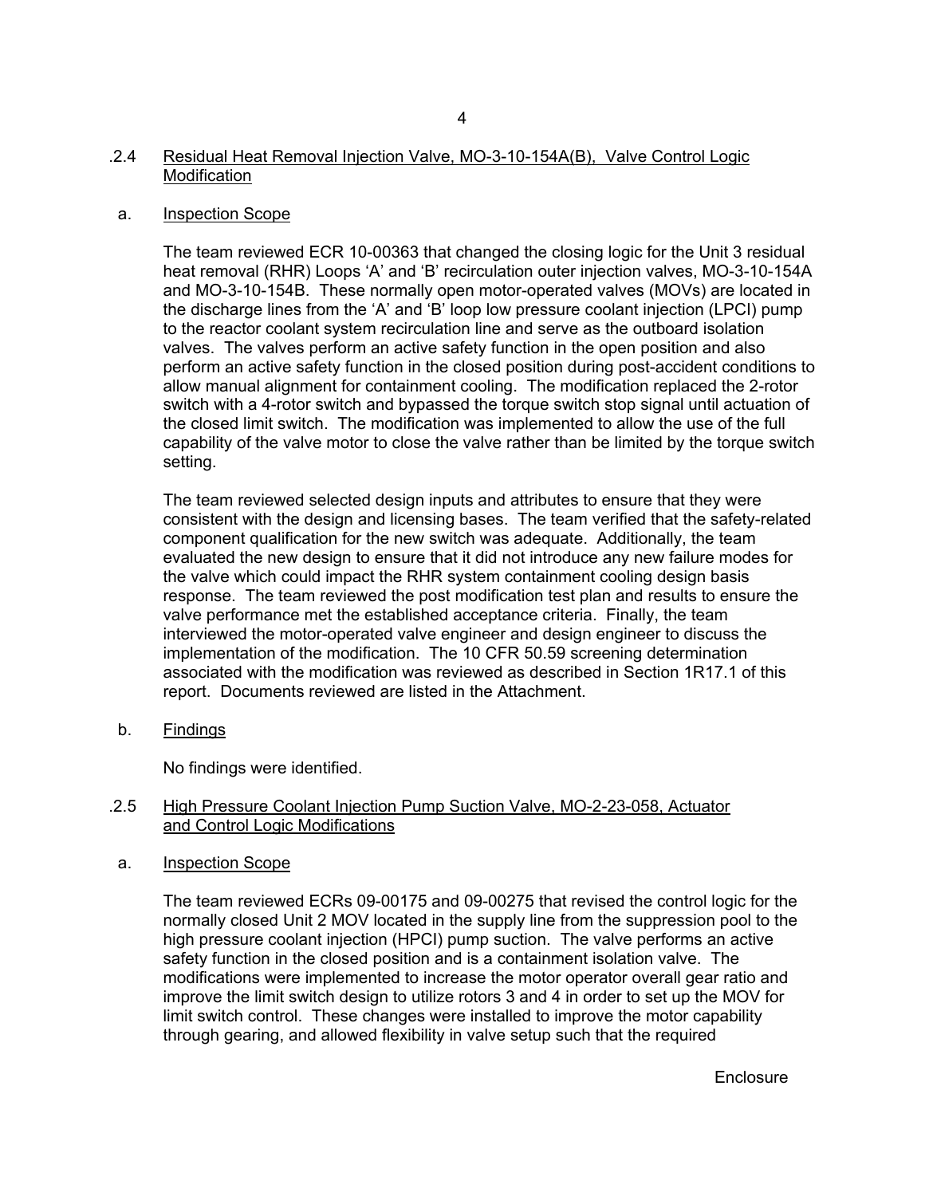## .2.4 Residual Heat Removal Injection Valve, MO-3-10-154A(B), Valve Control Logic Modification

### a. Inspection Scope

The team reviewed ECR 10-00363 that changed the closing logic for the Unit 3 residual heat removal (RHR) Loops 'A' and 'B' recirculation outer injection valves, MO-3-10-154A and MO-3-10-154B. These normally open motor-operated valves (MOVs) are located in the discharge lines from the 'A' and 'B' loop low pressure coolant injection (LPCI) pump to the reactor coolant system recirculation line and serve as the outboard isolation valves. The valves perform an active safety function in the open position and also perform an active safety function in the closed position during post-accident conditions to allow manual alignment for containment cooling. The modification replaced the 2-rotor switch with a 4-rotor switch and bypassed the torque switch stop signal until actuation of the closed limit switch. The modification was implemented to allow the use of the full capability of the valve motor to close the valve rather than be limited by the torque switch setting.

The team reviewed selected design inputs and attributes to ensure that they were consistent with the design and licensing bases. The team verified that the safety-related component qualification for the new switch was adequate. Additionally, the team evaluated the new design to ensure that it did not introduce any new failure modes for the valve which could impact the RHR system containment cooling design basis response. The team reviewed the post modification test plan and results to ensure the valve performance met the established acceptance criteria. Finally, the team interviewed the motor-operated valve engineer and design engineer to discuss the implementation of the modification. The 10 CFR 50.59 screening determination associated with the modification was reviewed as described in Section 1R17.1 of this report. Documents reviewed are listed in the Attachment.

### b. Findings

No findings were identified.

## .2.5 High Pressure Coolant Injection Pump Suction Valve, MO-2-23-058, Actuator and Control Logic Modifications

### a. Inspection Scope

The team reviewed ECRs 09-00175 and 09-00275 that revised the control logic for the normally closed Unit 2 MOV located in the supply line from the suppression pool to the high pressure coolant injection (HPCI) pump suction. The valve performs an active safety function in the closed position and is a containment isolation valve. The modifications were implemented to increase the motor operator overall gear ratio and improve the limit switch design to utilize rotors 3 and 4 in order to set up the MOV for limit switch control. These changes were installed to improve the motor capability through gearing, and allowed flexibility in valve setup such that the required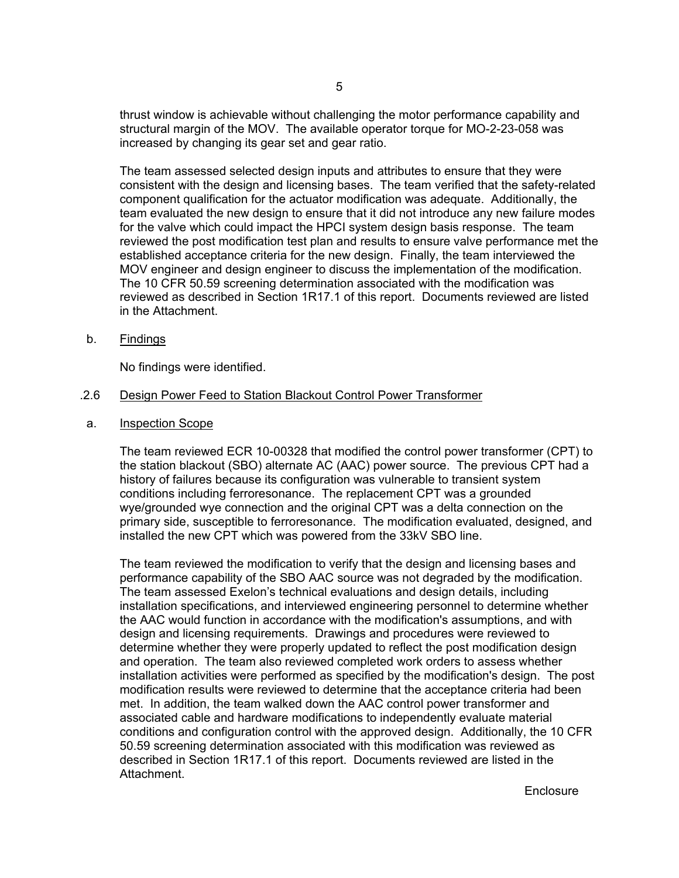thrust window is achievable without challenging the motor performance capability and structural margin of the MOV. The available operator torque for MO-2-23-058 was increased by changing its gear set and gear ratio.

The team assessed selected design inputs and attributes to ensure that they were consistent with the design and licensing bases. The team verified that the safety-related component qualification for the actuator modification was adequate. Additionally, the team evaluated the new design to ensure that it did not introduce any new failure modes for the valve which could impact the HPCI system design basis response. The team reviewed the post modification test plan and results to ensure valve performance met the established acceptance criteria for the new design. Finally, the team interviewed the MOV engineer and design engineer to discuss the implementation of the modification. The 10 CFR 50.59 screening determination associated with the modification was reviewed as described in Section 1R17.1 of this report. Documents reviewed are listed in the Attachment.

b. Findings

No findings were identified.

.2.6 Design Power Feed to Station Blackout Control Power Transformer

a. Inspection Scope

The team reviewed ECR 10-00328 that modified the control power transformer (CPT) to the station blackout (SBO) alternate AC (AAC) power source. The previous CPT had a history of failures because its configuration was vulnerable to transient system conditions including ferroresonance. The replacement CPT was a grounded wye/grounded wye connection and the original CPT was a delta connection on the primary side, susceptible to ferroresonance. The modification evaluated, designed, and installed the new CPT which was powered from the 33kV SBO line.

The team reviewed the modification to verify that the design and licensing bases and performance capability of the SBO AAC source was not degraded by the modification. The team assessed Exelon's technical evaluations and design details, including installation specifications, and interviewed engineering personnel to determine whether the AAC would function in accordance with the modification's assumptions, and with design and licensing requirements. Drawings and procedures were reviewed to determine whether they were properly updated to reflect the post modification design and operation. The team also reviewed completed work orders to assess whether installation activities were performed as specified by the modification's design. The post modification results were reviewed to determine that the acceptance criteria had been met. In addition, the team walked down the AAC control power transformer and associated cable and hardware modifications to independently evaluate material conditions and configuration control with the approved design. Additionally, the 10 CFR 50.59 screening determination associated with this modification was reviewed as described in Section 1R17.1 of this report. Documents reviewed are listed in the Attachment.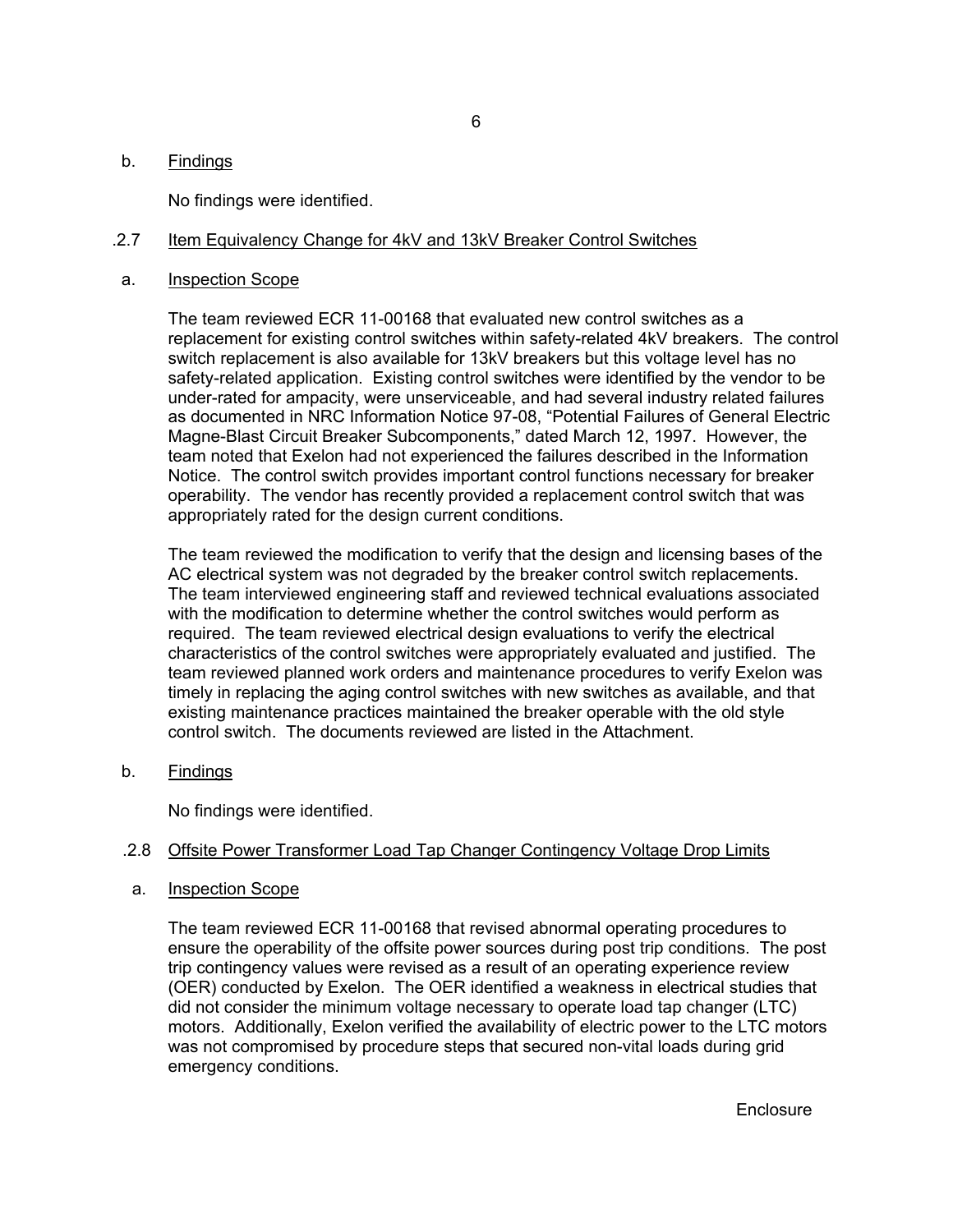b. Findings

No findings were identified.

.2.7 Item Equivalency Change for 4kV and 13kV Breaker Control Switches

a. Inspection Scope

The team reviewed ECR 11-00168 that evaluated new control switches as a replacement for existing control switches within safety-related 4kV breakers. The control switch replacement is also available for 13kV breakers but this voltage level has no safety-related application. Existing control switches were identified by the vendor to be under-rated for ampacity, were unserviceable, and had several industry related failures as documented in NRC Information Notice 97-08, "Potential Failures of General Electric Magne-Blast Circuit Breaker Subcomponents," dated March 12, 1997. However, the team noted that Exelon had not experienced the failures described in the Information Notice. The control switch provides important control functions necessary for breaker operability. The vendor has recently provided a replacement control switch that was appropriately rated for the design current conditions.

The team reviewed the modification to verify that the design and licensing bases of the AC electrical system was not degraded by the breaker control switch replacements. The team interviewed engineering staff and reviewed technical evaluations associated with the modification to determine whether the control switches would perform as required. The team reviewed electrical design evaluations to verify the electrical characteristics of the control switches were appropriately evaluated and justified. The team reviewed planned work orders and maintenance procedures to verify Exelon was timely in replacing the aging control switches with new switches as available, and that existing maintenance practices maintained the breaker operable with the old style control switch. The documents reviewed are listed in the Attachment.

b. Findings

No findings were identified.

.2.8 Offsite Power Transformer Load Tap Changer Contingency Voltage Drop Limits

a. Inspection Scope

The team reviewed ECR 11-00168 that revised abnormal operating procedures to ensure the operability of the offsite power sources during post trip conditions. The post trip contingency values were revised as a result of an operating experience review (OER) conducted by Exelon. The OER identified a weakness in electrical studies that did not consider the minimum voltage necessary to operate load tap changer (LTC) motors. Additionally, Exelon verified the availability of electric power to the LTC motors was not compromised by procedure steps that secured non-vital loads during grid emergency conditions.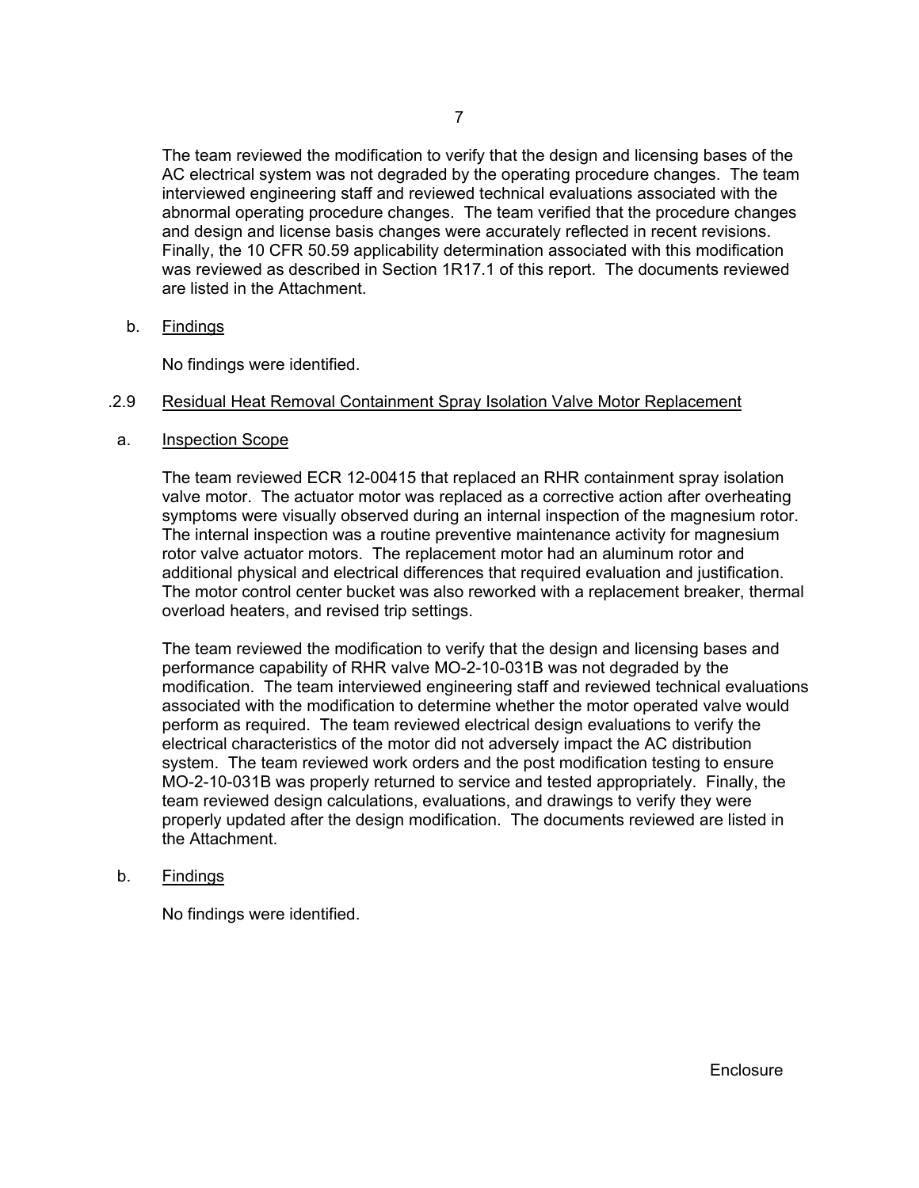The team reviewed the modification to verify that the design and licensing bases of the AC electrical system was not degraded by the operating procedure changes. The team interviewed engineering staff and reviewed technical evaluations associated with the abnormal operating procedure changes. The team verified that the procedure changes and design and license basis changes were accurately reflected in recent revisions. Finally, the 10 CFR 50.59 applicability determination associated with this modification was reviewed as described in Section 1R17.1 of this report. The documents reviewed are listed in the Attachment.

b. Findings

No findings were identified.

.2.9 Residual Heat Removal Containment Spray Isolation Valve Motor Replacement

a. Inspection Scope

The team reviewed ECR 12-00415 that replaced an RHR containment spray isolation valve motor. The actuator motor was replaced as a corrective action after overheating symptoms were visually observed during an internal inspection of the magnesium rotor. The internal inspection was a routine preventive maintenance activity for magnesium rotor valve actuator motors. The replacement motor had an aluminum rotor and additional physical and electrical differences that required evaluation and justification. The motor control center bucket was also reworked with a replacement breaker, thermal overload heaters, and revised trip settings.

The team reviewed the modification to verify that the design and licensing bases and performance capability of RHR valve MO-2-10-031B was not degraded by the modification. The team interviewed engineering staff and reviewed technical evaluations associated with the modification to determine whether the motor operated valve would perform as required. The team reviewed electrical design evaluations to verify the electrical characteristics of the motor did not adversely impact the AC distribution system. The team reviewed work orders and the post modification testing to ensure MO-2-10-031B was properly returned to service and tested appropriately. Finally, the team reviewed design calculations, evaluations, and drawings to verify they were properly updated after the design modification. The documents reviewed are listed in the Attachment.

b. Findings

No findings were identified.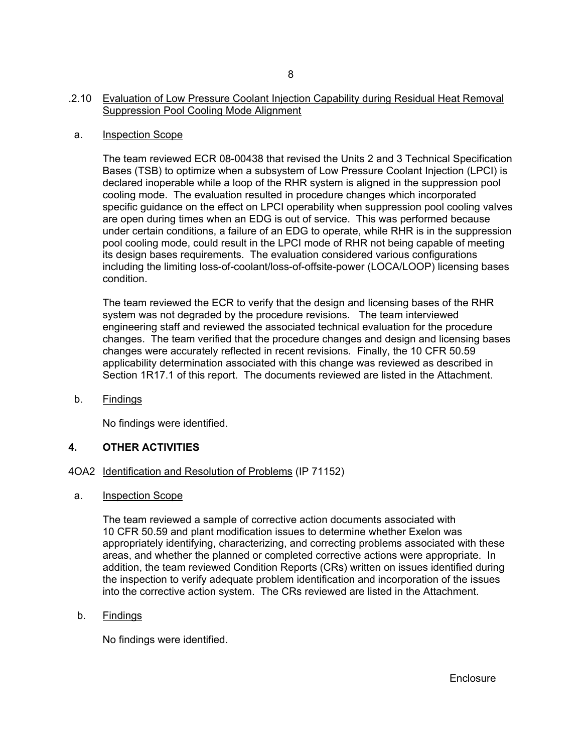### .2.10 Evaluation of Low Pressure Coolant Injection Capability during Residual Heat Removal Suppression Pool Cooling Mode Alignment

a. Inspection Scope

The team reviewed ECR 08-00438 that revised the Units 2 and 3 Technical Specification Bases (TSB) to optimize when a subsystem of Low Pressure Coolant Injection (LPCI) is declared inoperable while a loop of the RHR system is aligned in the suppression pool cooling mode. The evaluation resulted in procedure changes which incorporated specific guidance on the effect on LPCI operability when suppression pool cooling valves are open during times when an EDG is out of service. This was performed because under certain conditions, a failure of an EDG to operate, while RHR is in the suppression pool cooling mode, could result in the LPCI mode of RHR not being capable of meeting its design bases requirements. The evaluation considered various configurations including the limiting loss-of-coolant/loss-of-offsite-power (LOCA/LOOP) licensing bases condition.

The team reviewed the ECR to verify that the design and licensing bases of the RHR system was not degraded by the procedure revisions. The team interviewed engineering staff and reviewed the associated technical evaluation for the procedure changes. The team verified that the procedure changes and design and licensing bases changes were accurately reflected in recent revisions. Finally, the 10 CFR 50.59 applicability determination associated with this change was reviewed as described in Section 1R17.1 of this report. The documents reviewed are listed in the Attachment.

b. Findings

No findings were identified.

## 4. OTHER ACTIVITIES

### 4OA2 Identification and Resolution of Problems (IP 71152)

a. Inspection Scope

The team reviewed a sample of corrective action documents associated with 10 CFR 50.59 and plant modification issues to determine whether Exelon was appropriately identifying, characterizing, and correcting problems associated with these areas, and whether the planned or completed corrective actions were appropriate. In addition, the team reviewed Condition Reports (CRs) written on issues identified during the inspection to verify adequate problem identification and incorporation of the issues into the corrective action system. The CRs reviewed are listed in the Attachment.

b. Findings

No findings were identified.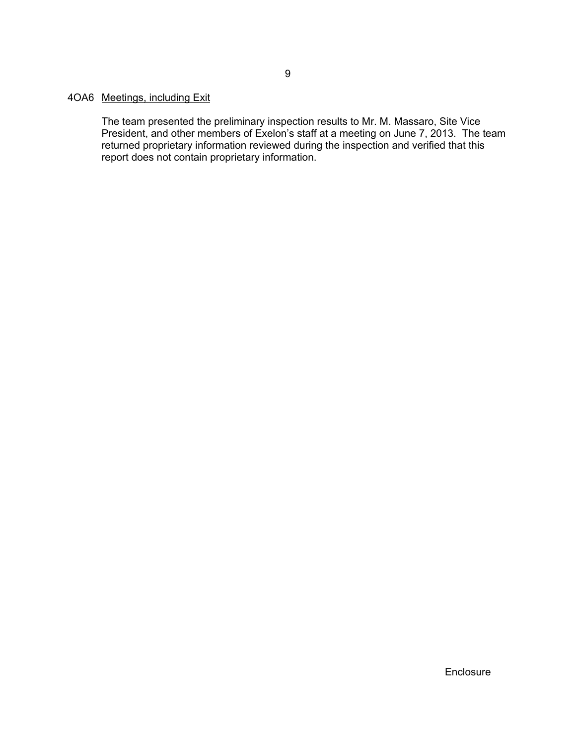## 4OA6 Meetings, including Exit

The team presented the preliminary inspection results to Mr. M. Massaro, Site Vice President, and other members of Exelon's staff at a meeting on June 7, 2013. The team returned proprietary information reviewed during the inspection and verified that this report does not contain proprietary information.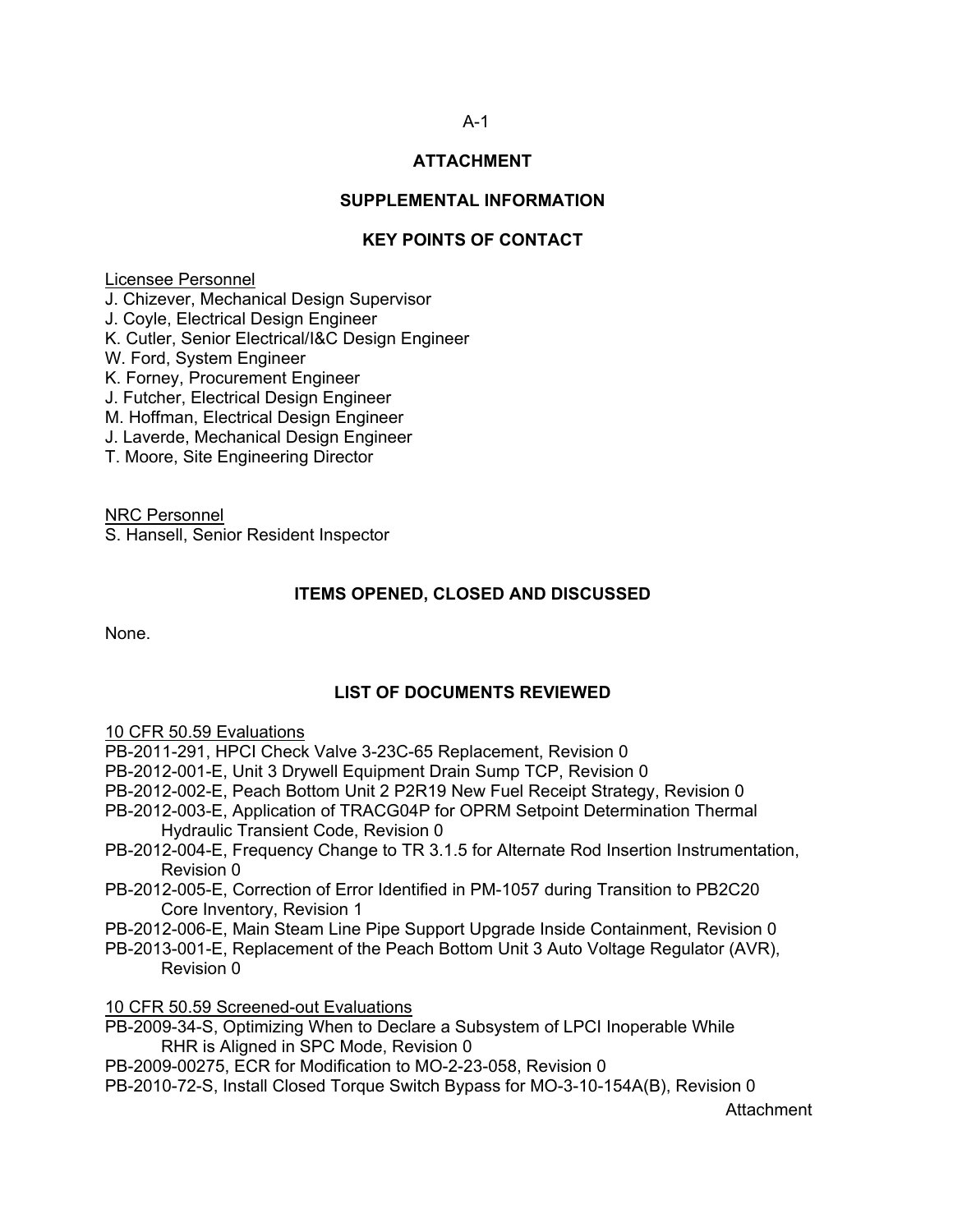# ATTACHMENT

## SUPPLEMENTAL INFORMATION

## KEY POINTS OF CONTACT

Licensee Personnel

J. Chizever, Mechanical Design Supervisor
J. Coyle, Electrical Design Engineer
K. Cutler, Senior Electrical/I&C Design Engineer
W. Ford, System Engineer
K. Forney, Procurement Engineer
J. Futcher, Electrical Design Engineer
M. Hoffman, Electrical Design Engineer
J. Laverde, Mechanical Design Engineer
T. Moore, Site Engineering Director

NRC Personnel

S. Hansell, Senior Resident Inspector

## ITEMS OPENED, CLOSED AND DISCUSSED

None.

## LIST OF DOCUMENTS REVIEWED

10 CFR 50.59 Evaluations

PB-2011-291, HPCI Check Valve 3-23C-65 Replacement, Revision 0
PB-2012-001-E, Unit 3 Drywell Equipment Drain Sump TCP, Revision 0
PB-2012-002-E, Peach Bottom Unit 2 P2R19 New Fuel Receipt Strategy, Revision 0
PB-2012-003-E, Application of TRACG04P for OPRM Setpoint Determination Thermal Hydraulic Transient Code, Revision 0
PB-2012-004-E, Frequency Change to TR 3.1.5 for Alternate Rod Insertion Instrumentation, Revision 0
PB-2012-005-E, Correction of Error Identified in PM-1057 during Transition to PB2C20 Core Inventory, Revision 1
PB-2012-006-E, Main Steam Line Pipe Support Upgrade Inside Containment, Revision 0
PB-2013-001-E, Replacement of the Peach Bottom Unit 3 Auto Voltage Regulator (AVR), Revision 0

10 CFR 50.59 Screened-out Evaluations

PB-2009-34-S, Optimizing When to Declare a Subsystem of LPCI Inoperable While RHR is Aligned in SPC Mode, Revision 0
PB-2009-00275, ECR for Modification to MO-2-23-058, Revision 0
PB-2010-72-S, Install Closed Torque Switch Bypass for MO-3-10-154A(B), Revision 0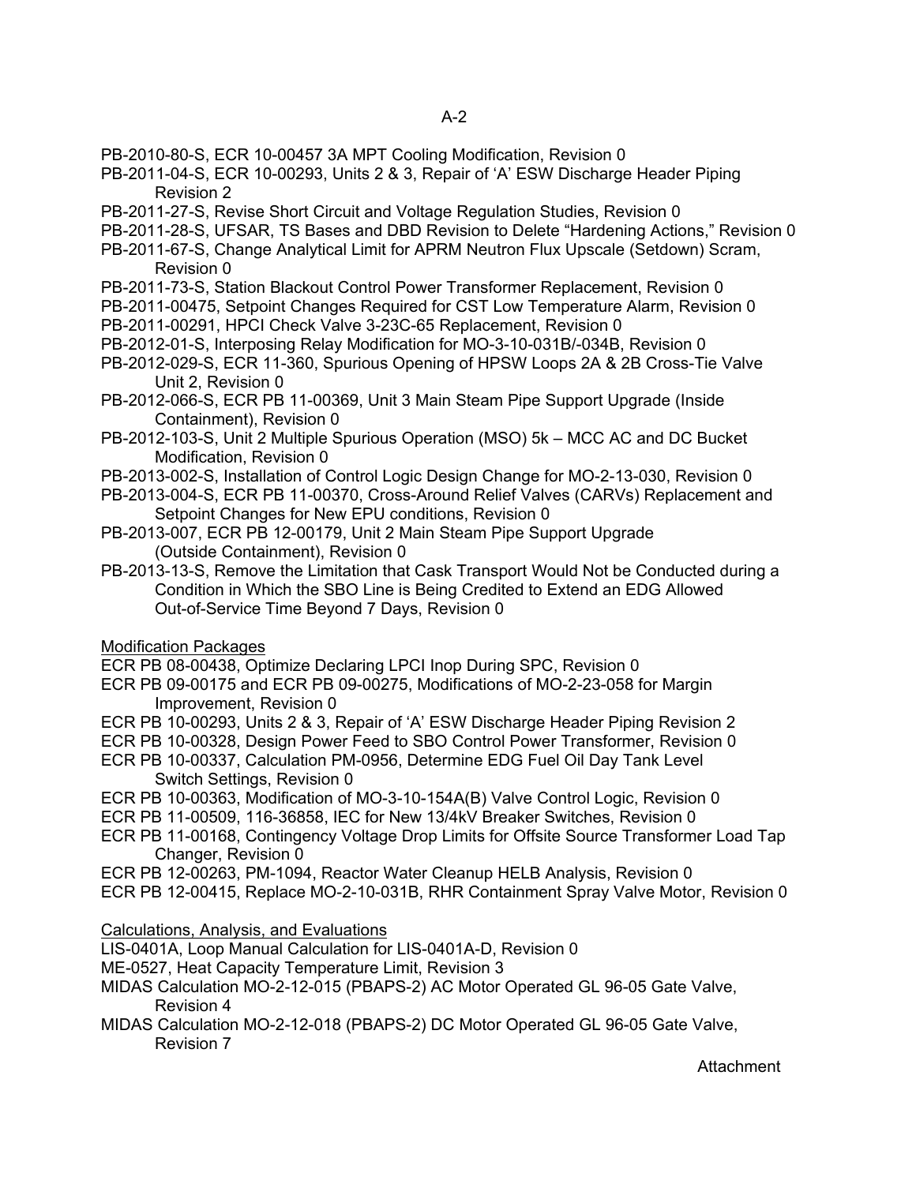PB-2010-80-S, ECR 10-00457 3A MPT Cooling Modification, Revision 0

PB-2011-04-S, ECR 10-00293, Units 2 & 3, Repair of 'A' ESW Discharge Header Piping Revision 2

PB-2011-27-S, Revise Short Circuit and Voltage Regulation Studies, Revision 0

PB-2011-28-S, UFSAR, TS Bases and DBD Revision to Delete "Hardening Actions," Revision 0

PB-2011-67-S, Change Analytical Limit for APRM Neutron Flux Upscale (Setdown) Scram, Revision 0

PB-2011-73-S, Station Blackout Control Power Transformer Replacement, Revision 0

PB-2011-00475, Setpoint Changes Required for CST Low Temperature Alarm, Revision 0

PB-2011-00291, HPCI Check Valve 3-23C-65 Replacement, Revision 0

PB-2012-01-S, Interposing Relay Modification for MO-3-10-031B/-034B, Revision 0

PB-2012-029-S, ECR 11-360, Spurious Opening of HPSW Loops 2A & 2B Cross-Tie Valve Unit 2, Revision 0

PB-2012-066-S, ECR PB 11-00369, Unit 3 Main Steam Pipe Support Upgrade (Inside Containment), Revision 0

PB-2012-103-S, Unit 2 Multiple Spurious Operation (MSO) 5k – MCC AC and DC Bucket Modification, Revision 0

PB-2013-002-S, Installation of Control Logic Design Change for MO-2-13-030, Revision 0

PB-2013-004-S, ECR PB 11-00370, Cross-Around Relief Valves (CARVs) Replacement and Setpoint Changes for New EPU conditions, Revision 0

PB-2013-007, ECR PB 12-00179, Unit 2 Main Steam Pipe Support Upgrade (Outside Containment), Revision 0

PB-2013-13-S, Remove the Limitation that Cask Transport Would Not be Conducted during a Condition in Which the SBO Line is Being Credited to Extend an EDG Allowed Out-of-Service Time Beyond 7 Days, Revision 0

Modification Packages

ECR PB 08-00438, Optimize Declaring LPCI Inop During SPC, Revision 0

ECR PB 09-00175 and ECR PB 09-00275, Modifications of MO-2-23-058 for Margin Improvement, Revision 0

ECR PB 10-00293, Units 2 & 3, Repair of 'A' ESW Discharge Header Piping Revision 2

ECR PB 10-00328, Design Power Feed to SBO Control Power Transformer, Revision 0

ECR PB 10-00337, Calculation PM-0956, Determine EDG Fuel Oil Day Tank Level Switch Settings, Revision 0

ECR PB 10-00363, Modification of MO-3-10-154A(B) Valve Control Logic, Revision 0

ECR PB 11-00509, 116-36858, IEC for New 13/4kV Breaker Switches, Revision 0

ECR PB 11-00168, Contingency Voltage Drop Limits for Offsite Source Transformer Load Tap Changer, Revision 0

ECR PB 12-00263, PM-1094, Reactor Water Cleanup HELB Analysis, Revision 0

ECR PB 12-00415, Replace MO-2-10-031B, RHR Containment Spray Valve Motor, Revision 0

Calculations, Analysis, and Evaluations

LIS-0401A, Loop Manual Calculation for LIS-0401A-D, Revision 0

ME-0527, Heat Capacity Temperature Limit, Revision 3

MIDAS Calculation MO-2-12-015 (PBAPS-2) AC Motor Operated GL 96-05 Gate Valve, Revision 4

MIDAS Calculation MO-2-12-018 (PBAPS-2) DC Motor Operated GL 96-05 Gate Valve, Revision 7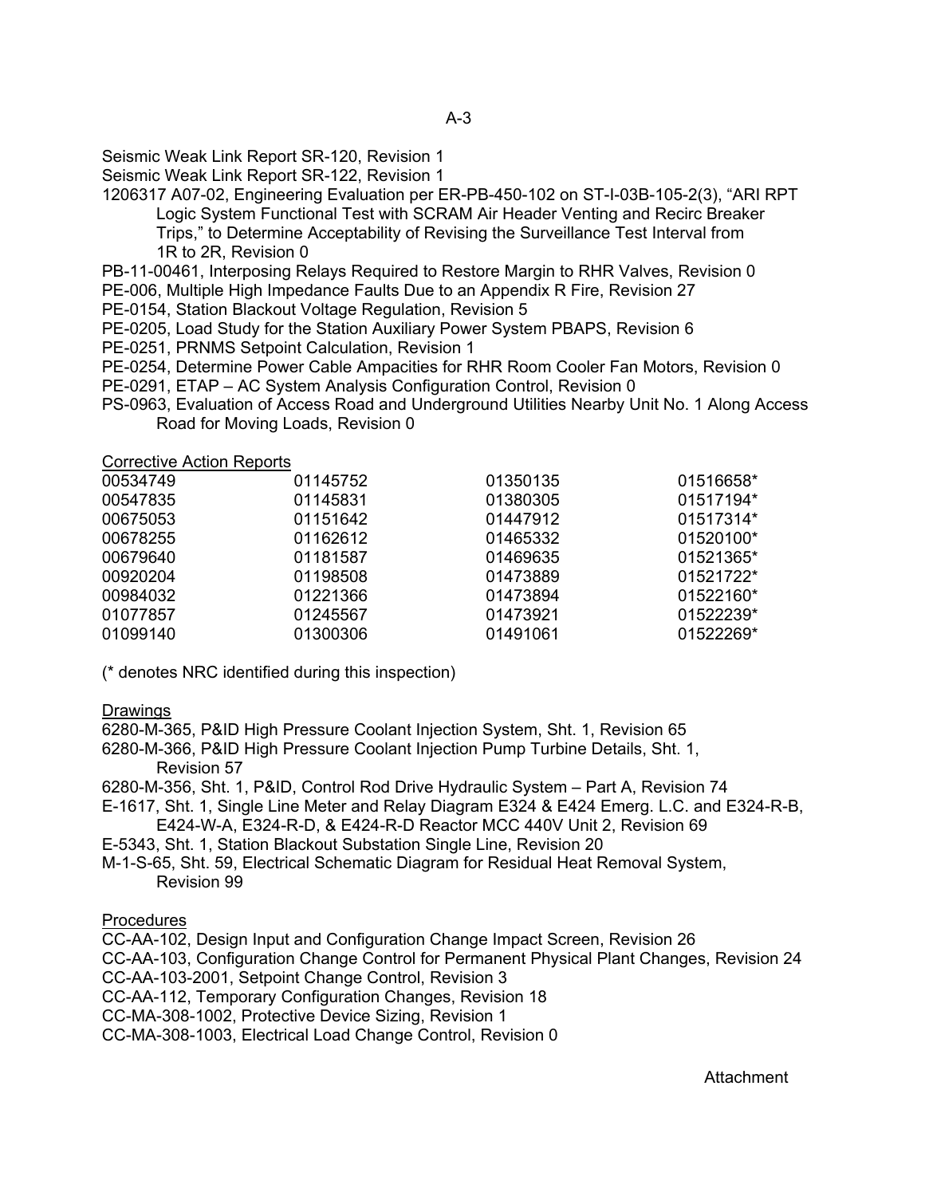Seismic Weak Link Report SR-120, Revision 1

Seismic Weak Link Report SR-122, Revision 1

1206317 A07-02, Engineering Evaluation per ER-PB-450-102 on ST-I-03B-105-2(3), “ARI RPT Logic System Functional Test with SCRAM Air Header Venting and Recirc Breaker Trips,” to Determine Acceptability of Revising the Surveillance Test Interval from 1R to 2R, Revision 0

PB-11-00461, Interposing Relays Required to Restore Margin to RHR Valves, Revision 0

PE-006, Multiple High Impedance Faults Due to an Appendix R Fire, Revision 27

PE-0154, Station Blackout Voltage Regulation, Revision 5

PE-0205, Load Study for the Station Auxiliary Power System PBAPS, Revision 6

PE-0251, PRNMS Setpoint Calculation, Revision 1

PE-0254, Determine Power Cable Ampacities for RHR Room Cooler Fan Motors, Revision 0

PE-0291, ETAP – AC System Analysis Configuration Control, Revision 0

PS-0963, Evaluation of Access Road and Underground Utilities Nearby Unit No. 1 Along Access Road for Moving Loads, Revision 0

Corrective Action Reports

| | | | |
|---|---|---|---|
| 00534749 | 01145752 | 01350135 | 01516658* |
| 00547835 | 01145831 | 01380305 | 01517194* |
| 00675053 | 01151642 | 01447912 | 01517314* |
| 00678255 | 01162612 | 01465332 | 01520100* |
| 00679640 | 01181587 | 01469635 | 01521365* |
| 00920204 | 01198508 | 01473889 | 01521722* |
| 00984032 | 01221366 | 01473894 | 01522160* |
| 01077857 | 01245567 | 01473921 | 01522239* |
| 01099140 | 01300306 | 01491061 | 01522269* |

(* denotes NRC identified during this inspection)

Drawings

6280-M-365, P&ID High Pressure Coolant Injection System, Sht. 1, Revision 65

6280-M-366, P&ID High Pressure Coolant Injection Pump Turbine Details, Sht. 1, Revision 57

6280-M-356, Sht. 1, P&ID, Control Rod Drive Hydraulic System – Part A, Revision 74

E-1617, Sht. 1, Single Line Meter and Relay Diagram E324 & E424 Emerg. L.C. and E324-R-B, E424-W-A, E324-R-D, & E424-R-D Reactor MCC 440V Unit 2, Revision 69

E-5343, Sht. 1, Station Blackout Substation Single Line, Revision 20

M-1-S-65, Sht. 59, Electrical Schematic Diagram for Residual Heat Removal System, Revision 99

Procedures

CC-AA-102, Design Input and Configuration Change Impact Screen, Revision 26

CC-AA-103, Configuration Change Control for Permanent Physical Plant Changes, Revision 24

CC-AA-103-2001, Setpoint Change Control, Revision 3

CC-AA-112, Temporary Configuration Changes, Revision 18

CC-MA-308-1002, Protective Device Sizing, Revision 1

CC-MA-308-1003, Electrical Load Change Control, Revision 0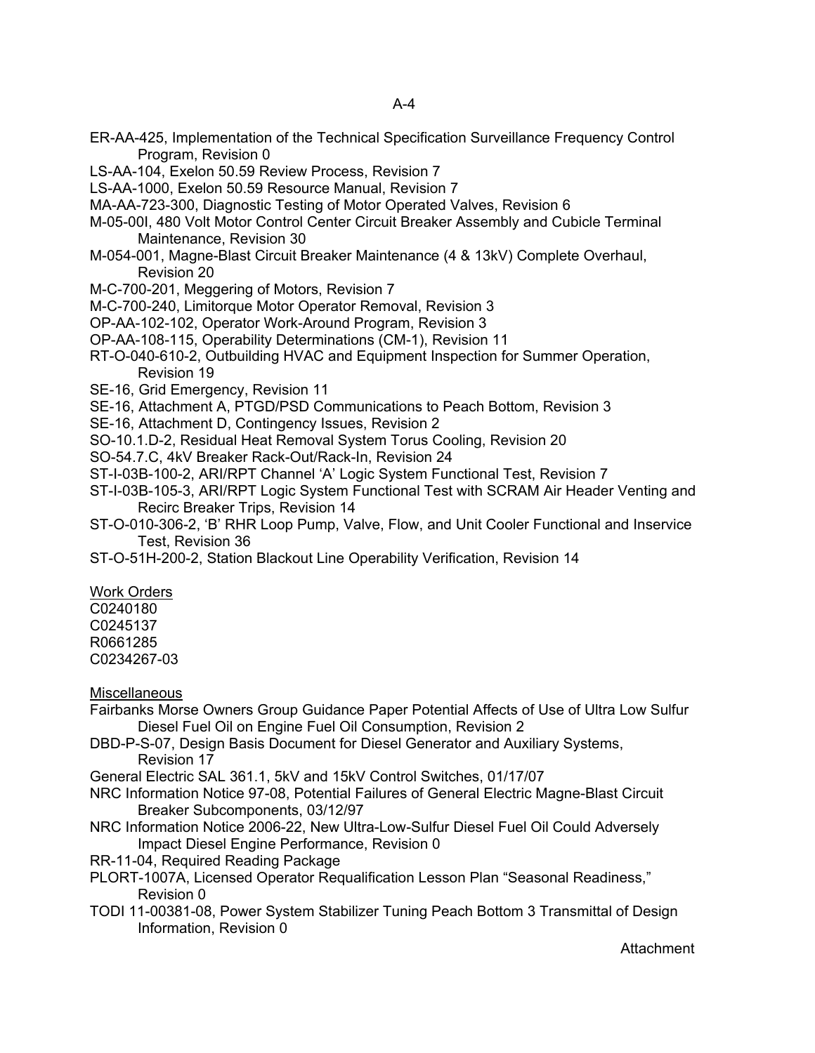ER-AA-425, Implementation of the Technical Specification Surveillance Frequency Control Program, Revision 0

LS-AA-104, Exelon 50.59 Review Process, Revision 7

LS-AA-1000, Exelon 50.59 Resource Manual, Revision 7

MA-AA-723-300, Diagnostic Testing of Motor Operated Valves, Revision 6

M-05-00I, 480 Volt Motor Control Center Circuit Breaker Assembly and Cubicle Terminal Maintenance, Revision 30

M-054-001, Magne-Blast Circuit Breaker Maintenance (4 & 13kV) Complete Overhaul, Revision 20

M-C-700-201, Meggering of Motors, Revision 7

M-C-700-240, Limitorque Motor Operator Removal, Revision 3

OP-AA-102-102, Operator Work-Around Program, Revision 3

OP-AA-108-115, Operability Determinations (CM-1), Revision 11

RT-O-040-610-2, Outbuilding HVAC and Equipment Inspection for Summer Operation, Revision 19

SE-16, Grid Emergency, Revision 11

SE-16, Attachment A, PTGD/PSD Communications to Peach Bottom, Revision 3

SE-16, Attachment D, Contingency Issues, Revision 2

SO-10.1.D-2, Residual Heat Removal System Torus Cooling, Revision 20

SO-54.7.C, 4kV Breaker Rack-Out/Rack-In, Revision 24

ST-I-03B-100-2, ARI/RPT Channel 'A' Logic System Functional Test, Revision 7

ST-I-03B-105-3, ARI/RPT Logic System Functional Test with SCRAM Air Header Venting and Recirc Breaker Trips, Revision 14

ST-O-010-306-2, 'B' RHR Loop Pump, Valve, Flow, and Unit Cooler Functional and Inservice Test, Revision 36

ST-O-51H-200-2, Station Blackout Line Operability Verification, Revision 14

Work Orders

C0240180

C0245137

R0661285

C0234267-03

Miscellaneous

Fairbanks Morse Owners Group Guidance Paper Potential Affects of Use of Ultra Low Sulfur Diesel Fuel Oil on Engine Fuel Oil Consumption, Revision 2

DBD-P-S-07, Design Basis Document for Diesel Generator and Auxiliary Systems, Revision 17

General Electric SAL 361.1, 5kV and 15kV Control Switches, 01/17/07

NRC Information Notice 97-08, Potential Failures of General Electric Magne-Blast Circuit Breaker Subcomponents, 03/12/97

NRC Information Notice 2006-22, New Ultra-Low-Sulfur Diesel Fuel Oil Could Adversely Impact Diesel Engine Performance, Revision 0

RR-11-04, Required Reading Package

PLORT-1007A, Licensed Operator Requalification Lesson Plan "Seasonal Readiness," Revision 0

TODI 11-00381-08, Power System Stabilizer Tuning Peach Bottom 3 Transmittal of Design Information, Revision 0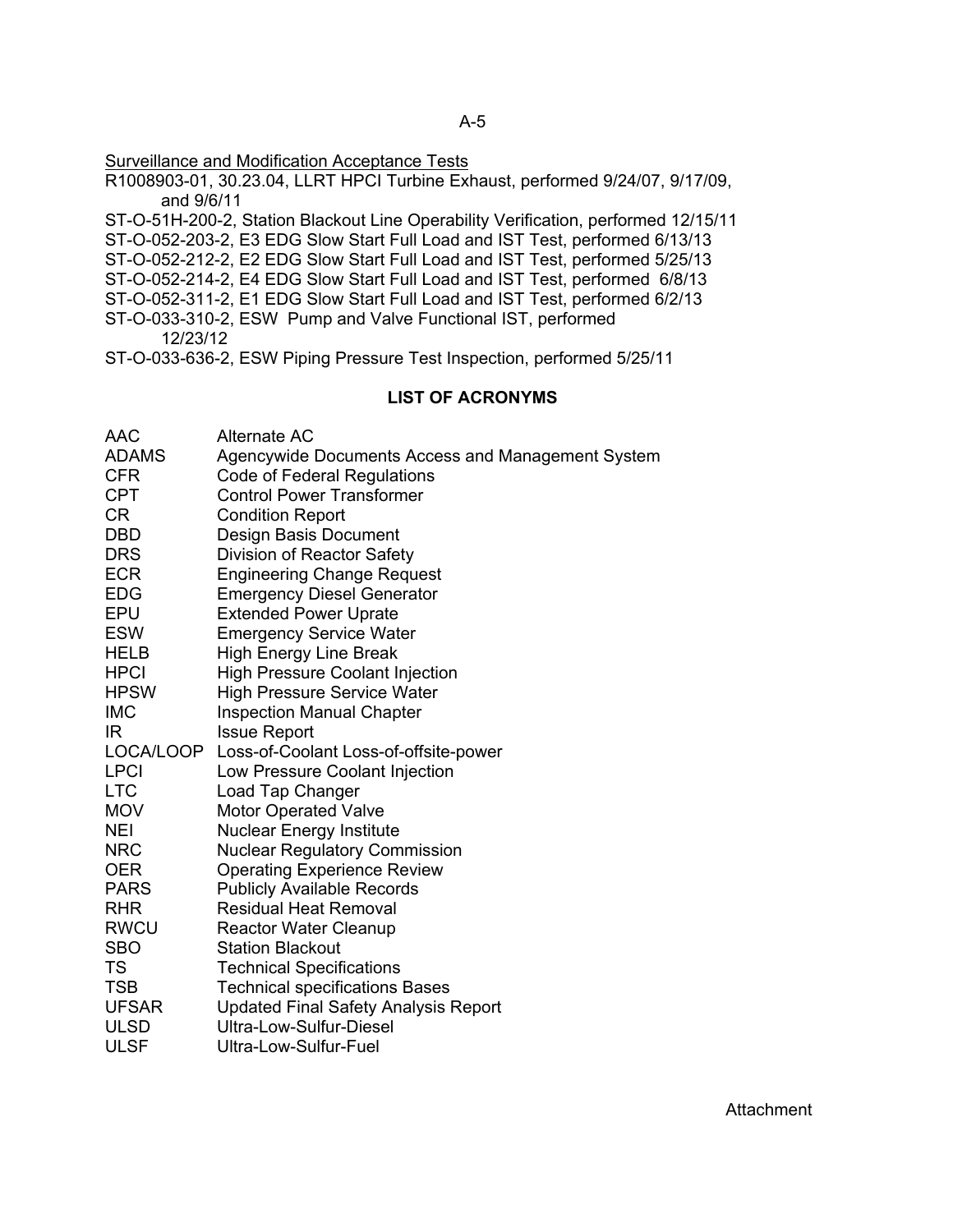Surveillance and Modification Acceptance Tests

R1008903-01, 30.23.04, LLRT HPCI Turbine Exhaust, performed 9/24/07, 9/17/09, and 9/6/11

ST-O-51H-200-2, Station Blackout Line Operability Verification, performed 12/15/11

ST-O-052-203-2, E3 EDG Slow Start Full Load and IST Test, performed 6/13/13

ST-O-052-212-2, E2 EDG Slow Start Full Load and IST Test, performed 5/25/13

ST-O-052-214-2, E4 EDG Slow Start Full Load and IST Test, performed 6/8/13

ST-O-052-311-2, E1 EDG Slow Start Full Load and IST Test, performed 6/2/13

ST-O-033-310-2, ESW Pump and Valve Functional IST, performed 12/23/12

ST-O-033-636-2, ESW Piping Pressure Test Inspection, performed 5/25/11

## LIST OF ACRONYMS

| | |
|---|---|
| AAC | Alternate AC |
| ADAMS | Agencywide Documents Access and Management System |
| CFR | Code of Federal Regulations |
| CPT | Control Power Transformer |
| CR | Condition Report |
| DBD | Design Basis Document |
| DRS | Division of Reactor Safety |
| ECR | Engineering Change Request |
| EDG | Emergency Diesel Generator |
| EPU | Extended Power Uprate |
| ESW | Emergency Service Water |
| HELB | High Energy Line Break |
| HPCI | High Pressure Coolant Injection |
| HPSW | High Pressure Service Water |
| IMC | Inspection Manual Chapter |
| IR | Issue Report |
| LOCA/LOOP | Loss-of-Coolant Loss-of-offsite-power |
| LPCI | Low Pressure Coolant Injection |
| LTC | Load Tap Changer |
| MOV | Motor Operated Valve |
| NEI | Nuclear Energy Institute |
| NRC | Nuclear Regulatory Commission |
| OER | Operating Experience Review |
| PARS | Publicly Available Records |
| RHR | Residual Heat Removal |
| RWCU | Reactor Water Cleanup |
| SBO | Station Blackout |
| TS | Technical Specifications |
| TSB | Technical specifications Bases |
| UFSAR | Updated Final Safety Analysis Report |
| ULSD | Ultra-Low-Sulfur-Diesel |
| ULSF | Ultra-Low-Sulfur-Fuel |